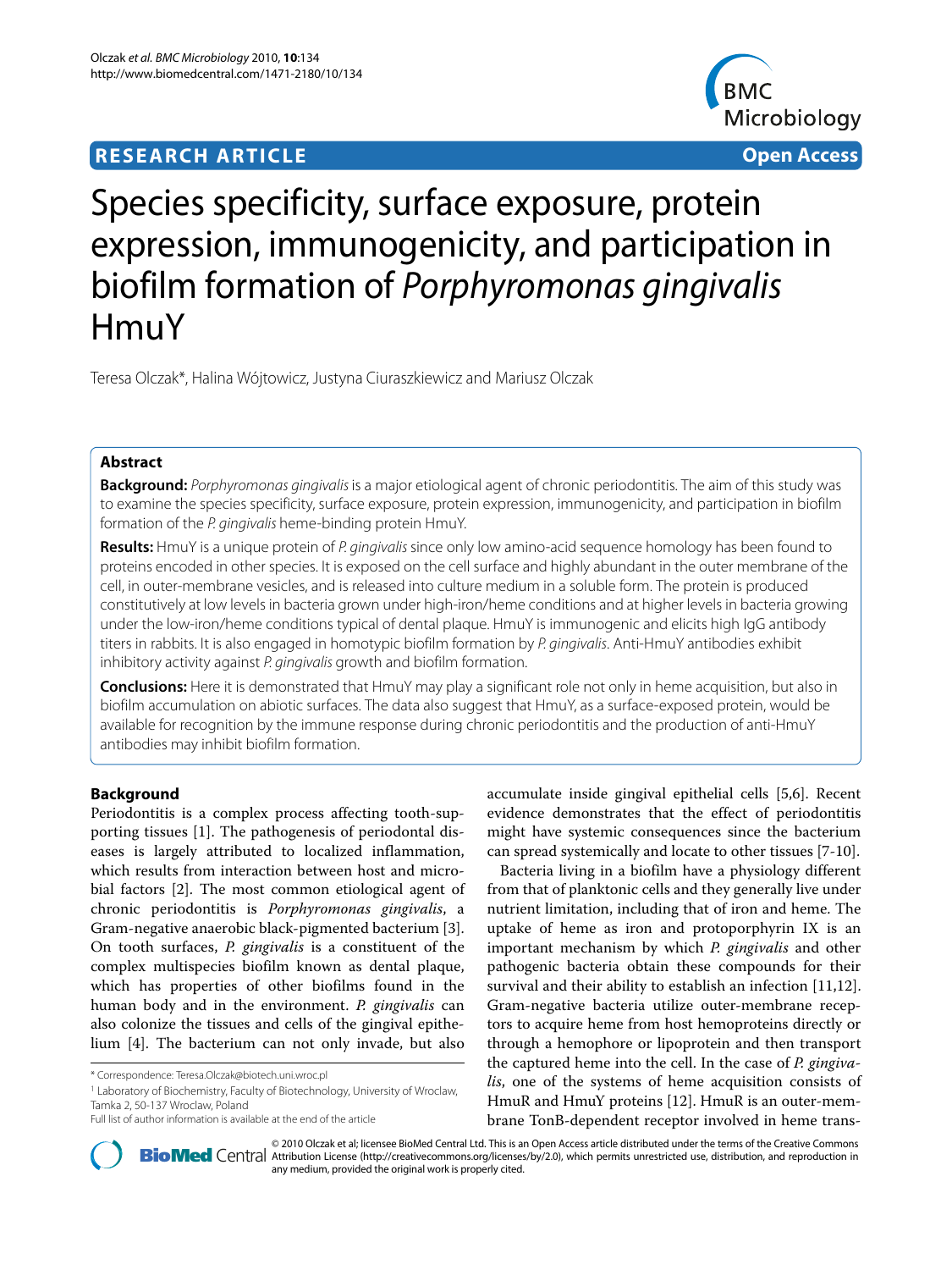**RESEARCH ARTICLE** **Open Access**

# Species specificity, surface exposure, protein expression, immunogenicity, and participation in biofilm formation of *Porphyromonas gingivalis* HmuY

Teresa Olczak*, Halina Wójtowicz, Justyna Ciuraszkiewicz and Mariusz Olczak

## Abstract

**Background:** *Porphyromonas gingivalis* is a major etiological agent of chronic periodontitis. The aim of this study was to examine the species specificity, surface exposure, protein expression, immunogenicity, and participation in biofilm formation of the *P. gingivalis* heme-binding protein HmuY.

**Results:** HmuY is a unique protein of *P. gingivalis* since only low amino-acid sequence homology has been found to proteins encoded in other species. It is exposed on the cell surface and highly abundant in the outer membrane of the cell, in outer-membrane vesicles, and is released into culture medium in a soluble form. The protein is produced constitutively at low levels in bacteria grown under high-iron/heme conditions and at higher levels in bacteria growing under the low-iron/heme conditions typical of dental plaque. HmuY is immunogenic and elicits high IgG antibody titers in rabbits. It is also engaged in homotypic biofilm formation by *P. gingivalis*. Anti-HmuY antibodies exhibit inhibitory activity against *P. gingivalis* growth and biofilm formation.

**Conclusions:** Here it is demonstrated that HmuY may play a significant role not only in heme acquisition, but also in biofilm accumulation on abiotic surfaces. The data also suggest that HmuY, as a surface-exposed protein, would be available for recognition by the immune response during chronic periodontitis and the production of anti-HmuY antibodies may inhibit biofilm formation.

## Background

Periodontitis is a complex process affecting tooth-supporting tissues [1]. The pathogenesis of periodontal diseases is largely attributed to localized inflammation, which results from interaction between host and microbial factors [2]. The most common etiological agent of chronic periodontitis is *Porphyromonas gingivalis*, a Gram-negative anaerobic black-pigmented bacterium [3]. On tooth surfaces, *P. gingivalis* is a constituent of the complex multispecies biofilm known as dental plaque, which has properties of other biofilms found in the human body and in the environment. *P. gingivalis* can also colonize the tissues and cells of the gingival epithelium [4]. The bacterium can not only invade, but also accumulate inside gingival epithelial cells [5,6]. Recent evidence demonstrates that the effect of periodontitis might have systemic consequences since the bacterium can spread systemically and locate to other tissues [7-10].

Bacteria living in a biofilm have a physiology different from that of planktonic cells and they generally live under nutrient limitation, including that of iron and heme. The uptake of heme as iron and protoporphyrin IX is an important mechanism by which *P. gingivalis* and other pathogenic bacteria obtain these compounds for their survival and their ability to establish an infection [11,12]. Gram-negative bacteria utilize outer-membrane receptors to acquire heme from host hemoproteins directly or through a hemophore or lipoprotein and then transport the captured heme into the cell. In the case of *P. gingivalis*, one of the systems of heme acquisition consists of HmuR and HmuY proteins [12]. HmuR is an outer-membrane TonB-dependent receptor involved in heme trans-

\* Correspondence: Teresa.Olczak@biotech.uni.wroc.pl

[1] Laboratory of Biochemistry, Faculty of Biotechnology, University of Wroclaw, Tamka 2, 50-137 Wroclaw, Poland

Full list of author information is available at the end of the article

© 2010 Olczak et al; licensee BioMed Central Ltd. This is an Open Access article distributed under the terms of the Creative Commons Attribution License (http://creativecommons.org/licenses/by/2.0), which permits unrestricted use, distribution, and reproduction in any medium, provided the original work is properly cited.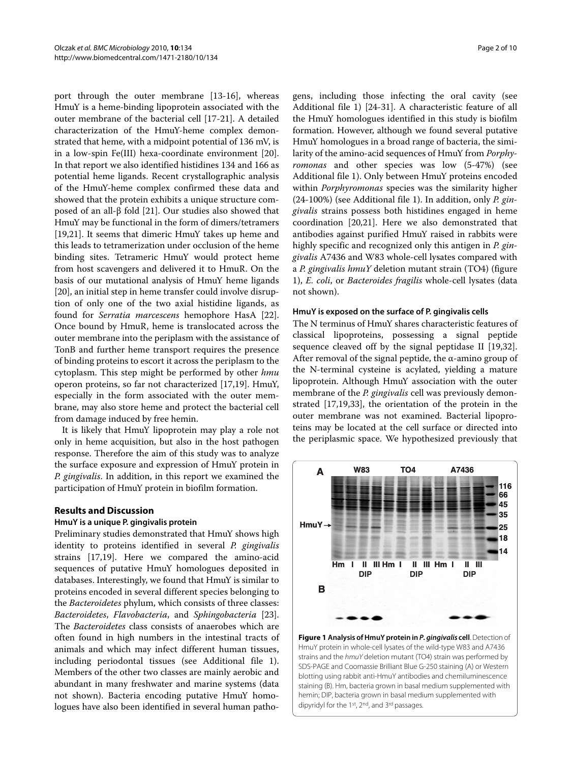port through the outer membrane [13-16], whereas HmuY is a heme-binding lipoprotein associated with the outer membrane of the bacterial cell [17-21]. A detailed characterization of the HmuY-heme complex demonstrated that heme, with a midpoint potential of 136 mV, is in a low-spin Fe(III) hexa-coordinate environment [20]. In that report we also identified histidines 134 and 166 as potential heme ligands. Recent crystallographic analysis of the HmuY-heme complex confirmed these data and showed that the protein exhibits a unique structure composed of an all-β fold [21]. Our studies also showed that HmuY may be functional in the form of dimers/tetramers [19,21]. It seems that dimeric HmuY takes up heme and this leads to tetramerization under occlusion of the heme binding sites. Tetrameric HmuY would protect heme from host scavengers and delivered it to HmuR. On the basis of our mutational analysis of HmuY heme ligands [20], an initial step in heme transfer could involve disruption of only one of the two axial histidine ligands, as found for *Serratia marcescens* hemophore HasA [22]. Once bound by HmuR, heme is translocated across the outer membrane into the periplasm with the assistance of TonB and further heme transport requires the presence of binding proteins to escort it across the periplasm to the cytoplasm. This step might be performed by other *hmu* operon proteins, so far not characterized [17,19]. HmuY, especially in the form associated with the outer membrane, may also store heme and protect the bacterial cell from damage induced by free hemin.

It is likely that HmuY lipoprotein may play a role not only in heme acquisition, but also in the host pathogen response. Therefore the aim of this study was to analyze the surface exposure and expression of HmuY protein in *P. gingivalis*. In addition, in this report we examined the participation of HmuY protein in biofilm formation.

## Results and Discussion

### HmuY is a unique P. gingivalis protein

Preliminary studies demonstrated that HmuY shows high identity to proteins identified in several *P. gingivalis* strains [17,19]. Here we compared the amino-acid sequences of putative HmuY homologues deposited in databases. Interestingly, we found that HmuY is similar to proteins encoded in several different species belonging to the *Bacteroidetes* phylum, which consists of three classes: *Bacteroidetes*, *Flavobacteria*, and *Sphingobacteria* [23]. The *Bacteroidetes* class consists of anaerobes which are often found in high numbers in the intestinal tracts of animals and which may infect different human tissues, including periodontal tissues (see Additional file 1). Members of the other two classes are mainly aerobic and abundant in many freshwater and marine systems (data not shown). Bacteria encoding putative HmuY homologues have also been identified in several human pathogens, including those infecting the oral cavity (see Additional file 1) [24-31]. A characteristic feature of all the HmuY homologues identified in this study is biofilm formation. However, although we found several putative HmuY homologues in a broad range of bacteria, the similarity of the amino-acid sequences of HmuY from *Porphyromonas* and other species was low (5-47%) (see Additional file 1). Only between HmuY proteins encoded within *Porphyromonas* species was the similarity higher (24-100%) (see Additional file 1). In addition, only *P. gingivalis* strains possess both histidines engaged in heme coordination [20,21]. Here we also demonstrated that antibodies against purified HmuY raised in rabbits were highly specific and recognized only this antigen in *P. gingivalis* A7436 and W83 whole-cell lysates compared with a *P. gingivalis hmuY* deletion mutant strain (TO4) (figure 1), *E. coli*, or *Bacteroides fragilis* whole-cell lysates (data not shown).

### HmuY is exposed on the surface of P. gingivalis cells

The N terminus of HmuY shares characteristic features of classical lipoproteins, possessing a signal peptide sequence cleaved off by the signal peptidase II [19,32]. After removal of the signal peptide, the α-amino group of the N-terminal cysteine is acylated, yielding a mature lipoprotein. Although HmuY association with the outer membrane of the *P. gingivalis* cell was previously demonstrated [17,19,33], the orientation of the protein in the outer membrane was not examined. Bacterial lipoproteins may be located at the cell surface or directed into the periplasmic space. We hypothesized previously that

**Figure 1 Analysis of HmuY protein in *P. gingivalis* cell**. Detection of HmuY protein in whole-cell lysates of the wild-type W83 and A7436 strains and the *hmuY* deletion mutant (TO4) strain was performed by SDS-PAGE and Coomassie Brilliant Blue G-250 staining (A) or Western blotting using rabbit anti-HmuY antibodies and chemiluminescence staining (B). Hm, bacteria grown in basal medium supplemented with hemin; DIP, bacteria grown in basal medium supplemented with dipyridyl for the 1st, 2nd, and 3rd passages.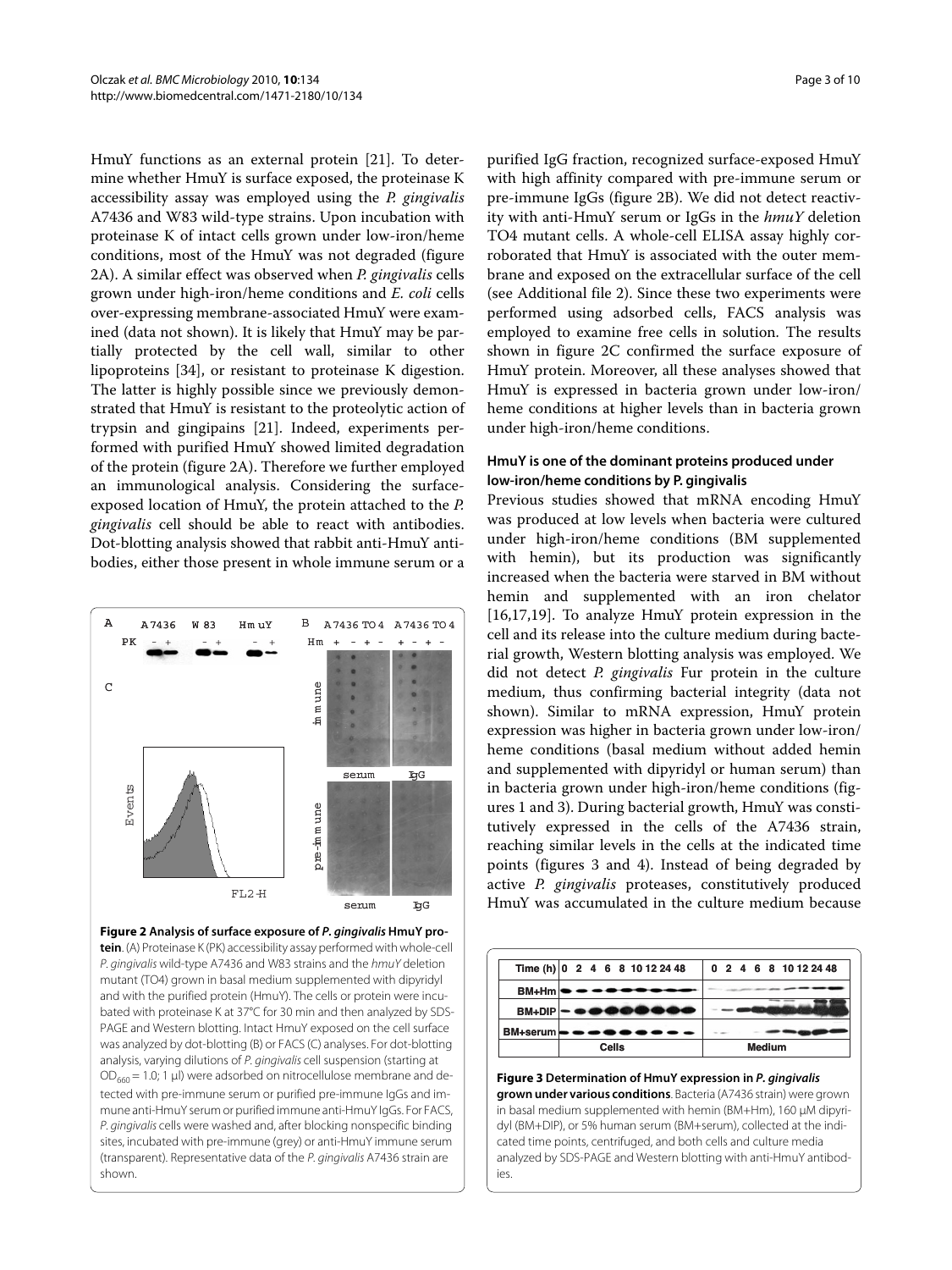HmuY functions as an external protein [21]. To determine whether HmuY is surface exposed, the proteinase K accessibility assay was employed using the *P. gingivalis* A7436 and W83 wild-type strains. Upon incubation with proteinase K of intact cells grown under low-iron/heme conditions, most of the HmuY was not degraded (figure 2A). A similar effect was observed when *P. gingivalis* cells grown under high-iron/heme conditions and *E. coli* cells over-expressing membrane-associated HmuY were examined (data not shown). It is likely that HmuY may be partially protected by the cell wall, similar to other lipoproteins [34], or resistant to proteinase K digestion. The latter is highly possible since we previously demonstrated that HmuY is resistant to the proteolytic action of trypsin and gingipains [21]. Indeed, experiments performed with purified HmuY showed limited degradation of the protein (figure 2A). Therefore we further employed an immunological analysis. Considering the surface-exposed location of HmuY, the protein attached to the *P. gingivalis* cell should be able to react with antibodies. Dot-blotting analysis showed that rabbit anti-HmuY antibodies, either those present in whole immune serum or a purified IgG fraction, recognized surface-exposed HmuY with high affinity compared with pre-immune serum or pre-immune IgGs (figure 2B). We did not detect reactivity with anti-HmuY serum or IgGs in the *hmuY* deletion TO4 mutant cells. A whole-cell ELISA assay highly corroborated that HmuY is associated with the outer membrane and exposed on the extracellular surface of the cell (see Additional file 2). Since these two experiments were performed using adsorbed cells, FACS analysis was employed to examine free cells in solution. The results shown in figure 2C confirmed the surface exposure of HmuY protein. Moreover, all these analyses showed that HmuY is expressed in bacteria grown under low-iron/heme conditions at higher levels than in bacteria grown under high-iron/heme conditions.

**Figure 2 Analysis of surface exposure of *P. gingivalis* HmuY protein**. (A) Proteinase K (PK) accessibility assay performed with whole-cell *P. gingivalis* wild-type A7436 and W83 strains and the *hmuY* deletion mutant (TO4) grown in basal medium supplemented with dipyridyl and with the purified protein (HmuY). The cells or protein were incubated with proteinase K at 37°C for 30 min and then analyzed by SDS-PAGE and Western blotting. Intact HmuY exposed on the cell surface was analyzed by dot-blotting (B) or FACS (C) analyses. For dot-blotting analysis, varying dilutions of *P. gingivalis* cell suspension (starting at $OD_{660}$ = 1.0; 1 μl) were adsorbed on nitrocellulose membrane and detected with pre-immune serum or purified pre-immune IgGs and immune anti-HmuY serum or purified immune anti-HmuY IgGs. For FACS, *P. gingivalis* cells were washed and, after blocking nonspecific binding sites, incubated with pre-immune (grey) or anti-HmuY immune serum (transparent). Representative data of the *P. gingivalis* A7436 strain are shown.

### HmuY is one of the dominant proteins produced under low-iron/heme conditions by P. gingivalis

Previous studies showed that mRNA encoding HmuY was produced at low levels when bacteria were cultured under high-iron/heme conditions (BM supplemented with hemin), but its production was significantly increased when the bacteria were starved in BM without hemin and supplemented with an iron chelator [16,17,19]. To analyze HmuY protein expression in the cell and its release into the culture medium during bacterial growth, Western blotting analysis was employed. We did not detect *P. gingivalis* Fur protein in the culture medium, thus confirming bacterial integrity (data not shown). Similar to mRNA expression, HmuY protein expression was higher in bacteria grown under low-iron/heme conditions (basal medium without added hemin and supplemented with dipyridyl or human serum) than in bacteria grown under high-iron/heme conditions (figures 1 and 3). During bacterial growth, HmuY was constitutively expressed in the cells of the A7436 strain, reaching similar levels in the cells at the indicated time points (figures 3 and 4). Instead of being degraded by active *P. gingivalis* proteases, constitutively produced HmuY was accumulated in the culture medium because

**Figure 3 Determination of HmuY expression in *P. gingivalis* grown under various conditions**. Bacteria (A7436 strain) were grown in basal medium supplemented with hemin (BM+Hm), 160 μM dipyridyl (BM+DIP), or 5% human serum (BM+serum), collected at the indicated time points, centrifuged, and both cells and culture media analyzed by SDS-PAGE and Western blotting with anti-HmuY antibodies.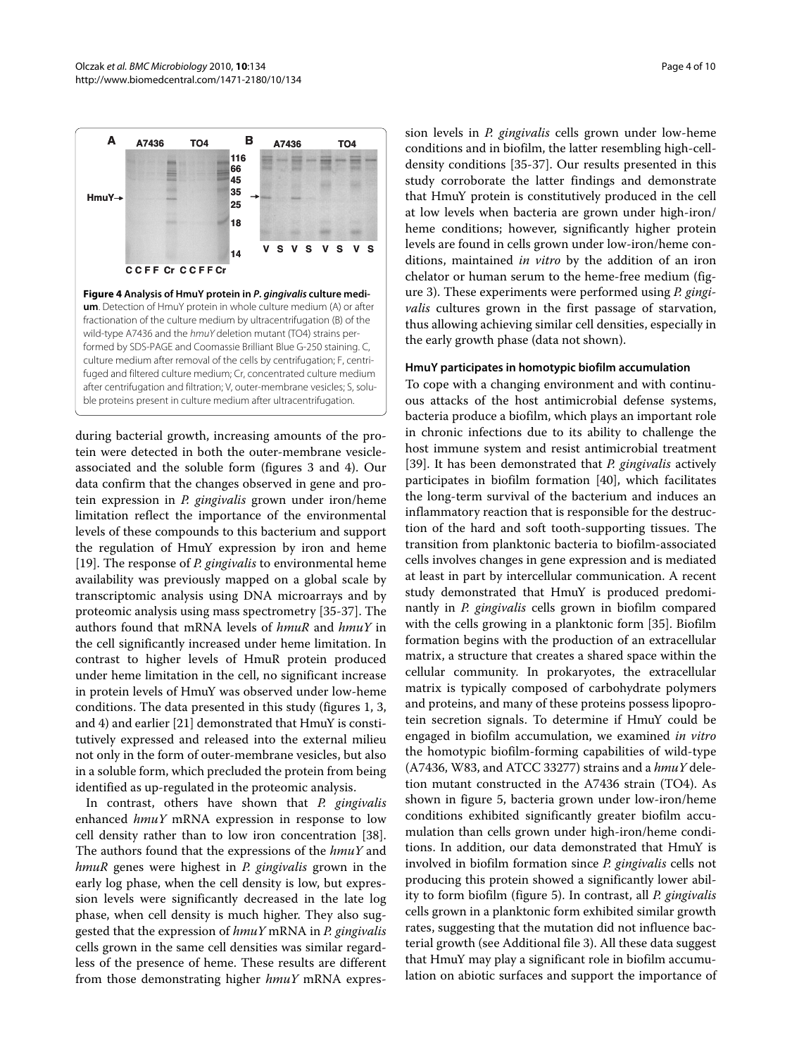A A7436 TO4 B A7436 TO4

HmuY

116
66
45
35
25
18
14

C C F F Cr C C F F Cr

V S V S V S V S

**Figure 4 Analysis of HmuY protein in *P. gingivalis* culture medium**. Detection of HmuY protein in whole culture medium (A) or after fractionation of the culture medium by ultracentrifugation (B) of the wild-type A7436 and the *hmuY* deletion mutant (TO4) strains performed by SDS-PAGE and Coomassie Brilliant Blue G-250 staining. C, culture medium after removal of the cells by centrifugation; F, centrifuged and filtered culture medium; Cr, concentrated culture medium after centrifugation and filtration; V, outer-membrane vesicles; S, soluble proteins present in culture medium after ultracentrifugation.

during bacterial growth, increasing amounts of the protein were detected in both the outer-membrane vesicle-associated and the soluble form (figures 3 and 4). Our data confirm that the changes observed in gene and protein expression in *P. gingivalis* grown under iron/heme limitation reflect the importance of the environmental levels of these compounds to this bacterium and support the regulation of HmuY expression by iron and heme [19]. The response of *P. gingivalis* to environmental heme availability was previously mapped on a global scale by transcriptomic analysis using DNA microarrays and by proteomic analysis using mass spectrometry [35-37]. The authors found that mRNA levels of *hmuR* and *hmuY* in the cell significantly increased under heme limitation. In contrast to higher levels of HmuR protein produced under heme limitation in the cell, no significant increase in protein levels of HmuY was observed under low-heme conditions. The data presented in this study (figures 1, 3, and 4) and earlier [21] demonstrated that HmuY is constitutively expressed and released into the external milieu not only in the form of outer-membrane vesicles, but also in a soluble form, which precluded the protein from being identified as up-regulated in the proteomic analysis.

In contrast, others have shown that *P. gingivalis* enhanced *hmuY* mRNA expression in response to low cell density rather than to low iron concentration [38]. The authors found that the expressions of the *hmuY* and *hmuR* genes were highest in *P. gingivalis* grown in the early log phase, when the cell density is low, but expression levels were significantly decreased in the late log phase, when cell density is much higher. They also suggested that the expression of *hmuY* mRNA in *P. gingivalis* cells grown in the same cell densities was similar regardless of the presence of heme. These results are different from those demonstrating higher *hmuY* mRNA expression levels in *P. gingivalis* cells grown under low-heme conditions and in biofilm, the latter resembling high-cell-density conditions [35-37]. Our results presented in this study corroborate the latter findings and demonstrate that HmuY protein is constitutively produced in the cell at low levels when bacteria are grown under high-iron/heme conditions; however, significantly higher protein levels are found in cells grown under low-iron/heme conditions, maintained *in vitro* by the addition of an iron chelator or human serum to the heme-free medium (figure 3). These experiments were performed using *P. gingivalis* cultures grown in the first passage of starvation, thus allowing achieving similar cell densities, especially in the early growth phase (data not shown).

### HmuY participates in homotypic biofilm accumulation

To cope with a changing environment and with continuous attacks of the host antimicrobial defense systems, bacteria produce a biofilm, which plays an important role in chronic infections due to its ability to challenge the host immune system and resist antimicrobial treatment [39]. It has been demonstrated that *P. gingivalis* actively participates in biofilm formation [40], which facilitates the long-term survival of the bacterium and induces an inflammatory reaction that is responsible for the destruction of the hard and soft tooth-supporting tissues. The transition from planktonic bacteria to biofilm-associated cells involves changes in gene expression and is mediated at least in part by intercellular communication. A recent study demonstrated that HmuY is produced predominantly in *P. gingivalis* cells grown in biofilm compared with the cells growing in a planktonic form [35]. Biofilm formation begins with the production of an extracellular matrix, a structure that creates a shared space within the cellular community. In prokaryotes, the extracellular matrix is typically composed of carbohydrate polymers and proteins, and many of these proteins possess lipoprotein secretion signals. To determine if HmuY could be engaged in biofilm accumulation, we examined *in vitro* the homotypic biofilm-forming capabilities of wild-type (A7436, W83, and ATCC 33277) strains and a *hmuY* deletion mutant constructed in the A7436 strain (TO4). As shown in figure 5, bacteria grown under low-iron/heme conditions exhibited significantly greater biofilm accumulation than cells grown under high-iron/heme conditions. In addition, our data demonstrated that HmuY is involved in biofilm formation since *P. gingivalis* cells not producing this protein showed a significantly lower ability to form biofilm (figure 5). In contrast, all *P. gingivalis* cells grown in a planktonic form exhibited similar growth rates, suggesting that the mutation did not influence bacterial growth (see Additional file 3). All these data suggest that HmuY may play a significant role in biofilm accumulation on abiotic surfaces and support the importance of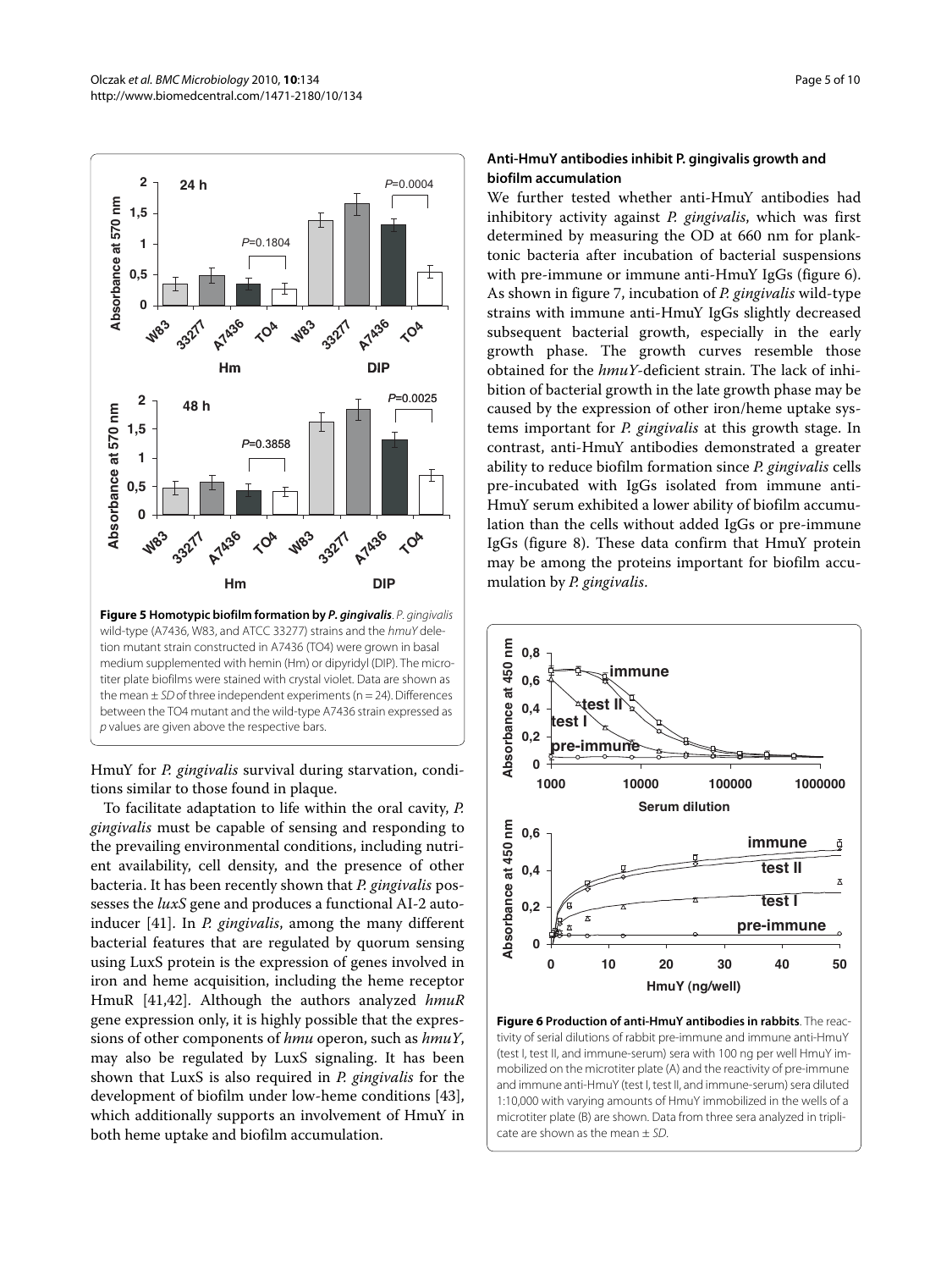**Figure 5 Homotypic biofilm formation by *P. gingivalis***. *P. gingivalis* wild-type (A7436, W83, and ATCC 33277) strains and the *hmuY* deletion mutant strain constructed in A7436 (TO4) were grown in basal medium supplemented with hemin (Hm) or dipyridyl (DIP). The microtiter plate biofilms were stained with crystal violet. Data are shown as the mean ± *SD* of three independent experiments (n = 24). Differences between the TO4 mutant and the wild-type A7436 strain expressed as *p* values are given above the respective bars.

HmuY for *P. gingivalis* survival during starvation, conditions similar to those found in plaque.

To facilitate adaptation to life within the oral cavity, *P. gingivalis* must be capable of sensing and responding to the prevailing environmental conditions, including nutrient availability, cell density, and the presence of other bacteria. It has been recently shown that *P. gingivalis* possesses the *luxS* gene and produces a functional AI-2 autoinducer [41]. In *P. gingivalis*, among the many different bacterial features that are regulated by quorum sensing using LuxS protein is the expression of genes involved in iron and heme acquisition, including the heme receptor HmuR [41,42]. Although the authors analyzed *hmuR* gene expression only, it is highly possible that the expressions of other components of *hmu* operon, such as *hmuY*, may also be regulated by LuxS signaling. It has been shown that LuxS is also required in *P. gingivalis* for the development of biofilm under low-heme conditions [43], which additionally supports an involvement of HmuY in both heme uptake and biofilm accumulation.

### Anti-HmuY antibodies inhibit P. gingivalis growth and biofilm accumulation

We further tested whether anti-HmuY antibodies had inhibitory activity against *P. gingivalis*, which was first determined by measuring the OD at 660 nm for planktonic bacteria after incubation of bacterial suspensions with pre-immune or immune anti-HmuY IgGs (figure 6). As shown in figure 7, incubation of *P. gingivalis* wild-type strains with immune anti-HmuY IgGs slightly decreased subsequent bacterial growth, especially in the early growth phase. The growth curves resemble those obtained for the *hmuY*-deficient strain. The lack of inhibition of bacterial growth in the late growth phase may be caused by the expression of other iron/heme uptake systems important for *P. gingivalis* at this growth stage. In contrast, anti-HmuY antibodies demonstrated a greater ability to reduce biofilm formation since *P. gingivalis* cells pre-incubated with IgGs isolated from immune anti-HmuY serum exhibited a lower ability of biofilm accumulation than the cells without added IgGs or pre-immune IgGs (figure 8). These data confirm that HmuY protein may be among the proteins important for biofilm accumulation by *P. gingivalis*.

**Figure 6 Production of anti-HmuY antibodies in rabbits**. The reactivity of serial dilutions of rabbit pre-immune and immune anti-HmuY (test I, test II, and immune-serum) sera with 100 ng per well HmuY immobilized on the microtiter plate (A) and the reactivity of pre-immune and immune anti-HmuY (test I, test II, and immune-serum) sera diluted 1:10,000 with varying amounts of HmuY immobilized in the wells of a microtiter plate (B) are shown. Data from three sera analyzed in triplicate are shown as the mean ± *SD*.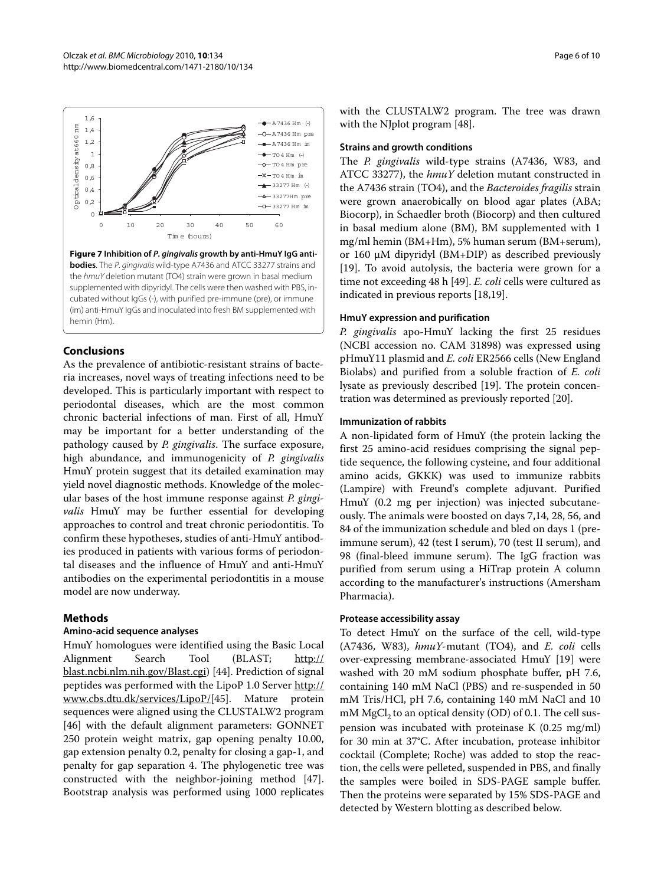**Figure 7 Inhibition of *P. gingivalis* growth by anti-HmuY IgG antibodies**. The *P. gingivalis* wild-type A7436 and ATCC 33277 strains and the *hmuY* deletion mutant (TO4) strain were grown in basal medium supplemented with dipyridyl. The cells were then washed with PBS, incubated without IgGs (-), with purified pre-immune (pre), or immune (im) anti-HmuY IgGs and inoculated into fresh BM supplemented with hemin (Hm).

## Conclusions

As the prevalence of antibiotic-resistant strains of bacteria increases, novel ways of treating infections need to be developed. This is particularly important with respect to periodontal diseases, which are the most common chronic bacterial infections of man. First of all, HmuY may be important for a better understanding of the pathology caused by *P. gingivalis*. The surface exposure, high abundance, and immunogenicity of *P. gingivalis* HmuY protein suggest that its detailed examination may yield novel diagnostic methods. Knowledge of the molecular bases of the host immune response against *P. gingivalis* HmuY may be further essential for developing approaches to control and treat chronic periodontitis. To confirm these hypotheses, studies of anti-HmuY antibodies produced in patients with various forms of periodontal diseases and the influence of HmuY and anti-HmuY antibodies on the experimental periodontitis in a mouse model are now underway.

## Methods

### Amino-acid sequence analyses

HmuY homologues were identified using the Basic Local Alignment Search Tool (BLAST; http://blast.ncbi.nlm.nih.gov/Blast.cgi) [44]. Prediction of signal peptides was performed with the LipoP 1.0 Server http://www.cbs.dtu.dk/services/LipoP/[45]. Mature protein sequences were aligned using the CLUSTALW2 program [46] with the default alignment parameters: GONNET 250 protein weight matrix, gap opening penalty 10.00, gap extension penalty 0.2, penalty for closing a gap-1, and penalty for gap separation 4. The phylogenetic tree was constructed with the neighbor-joining method [47]. Bootstrap analysis was performed using 1000 replicates with the CLUSTALW2 program. The tree was drawn with the NJplot program [48].

### Strains and growth conditions

The *P. gingivalis* wild-type strains (A7436, W83, and ATCC 33277), the *hmuY* deletion mutant constructed in the A7436 strain (TO4), and the *Bacteroides fragilis* strain were grown anaerobically on blood agar plates (ABA; Biocorp), in Schaedler broth (Biocorp) and then cultured in basal medium alone (BM), BM supplemented with 1 mg/ml hemin (BM+Hm), 5% human serum (BM+serum), or 160 μM dipyridyl (BM+DIP) as described previously [19]. To avoid autolysis, the bacteria were grown for a time not exceeding 48 h [49]. *E. coli* cells were cultured as indicated in previous reports [18,19].

### HmuY expression and purification

*P. gingivalis* apo-HmuY lacking the first 25 residues (NCBI accession no. CAM 31898) was expressed using pHmuY11 plasmid and *E. coli* ER2566 cells (New England Biolabs) and purified from a soluble fraction of *E. coli* lysate as previously described [19]. The protein concentration was determined as previously reported [20].

### Immunization of rabbits

A non-lipidated form of HmuY (the protein lacking the first 25 amino-acid residues comprising the signal peptide sequence, the following cysteine, and four additional amino acids, GKKK) was used to immunize rabbits (Lampire) with Freund's complete adjuvant. Purified HmuY (0.2 mg per injection) was injected subcutaneously. The animals were boosted on days 7,14, 28, 56, and 84 of the immunization schedule and bled on days 1 (pre-immune serum), 42 (test I serum), 70 (test II serum), and 98 (final-bleed immune serum). The IgG fraction was purified from serum using a HiTrap protein A column according to the manufacturer's instructions (Amersham Pharmacia).

### Protease accessibility assay

To detect HmuY on the surface of the cell, wild-type (A7436, W83), *hmuY*-mutant (TO4), and *E. coli* cells over-expressing membrane-associated HmuY [19] were washed with 20 mM sodium phosphate buffer, pH 7.6, containing 140 mM NaCl (PBS) and re-suspended in 50 mM Tris/HCl, pH 7.6, containing 140 mM NaCl and 10 mM $MgCl_2$ to an optical density (OD) of 0.1. The cell suspension was incubated with proteinase K (0.25 mg/ml) for 30 min at 37°C. After incubation, protease inhibitor cocktail (Complete; Roche) was added to stop the reaction, the cells were pelleted, suspended in PBS, and finally the samples were boiled in SDS-PAGE sample buffer. Then the proteins were separated by 15% SDS-PAGE and detected by Western blotting as described below.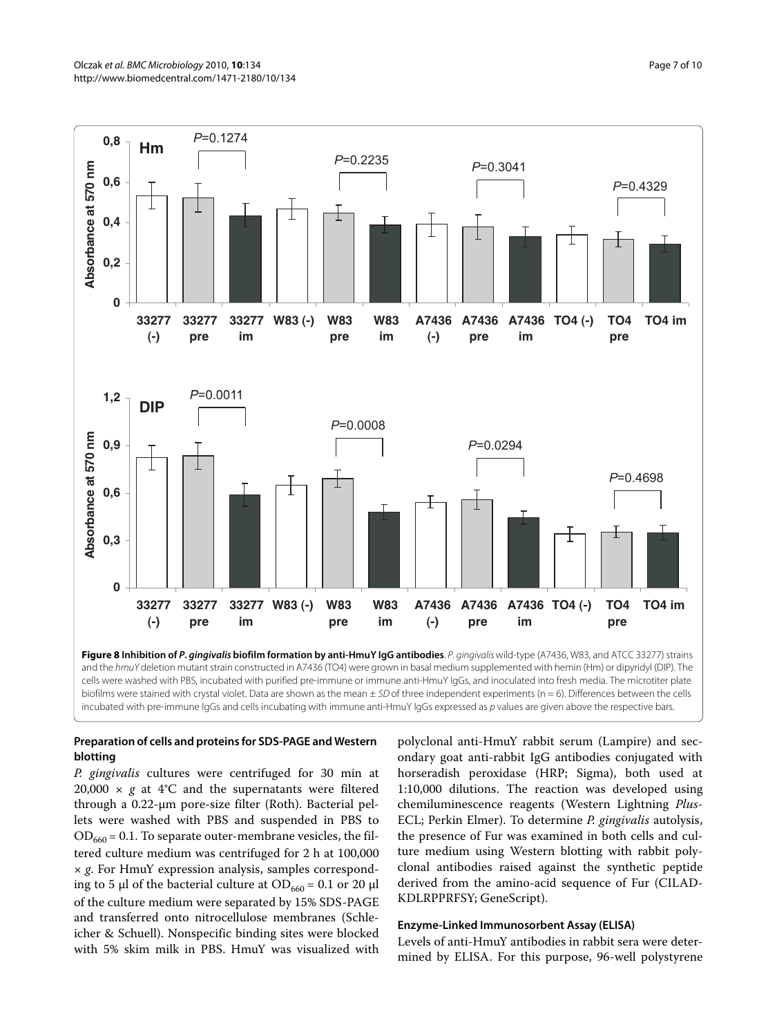**Figure 8 Inhibition of *P. gingivalis* biofilm formation by anti-HmuY IgG antibodies**. *P. gingivalis* wild-type (A7436, W83, and ATCC 33277) strains and the *hmuY* deletion mutant strain constructed in A7436 (TO4) were grown in basal medium supplemented with hemin (Hm) or dipyridyl (DIP). The cells were washed with PBS, incubated with purified pre-immune or immune anti-HmuY IgGs, and inoculated into fresh media. The microtiter plate biofilms were stained with crystal violet. Data are shown as the mean ± *SD* of three independent experiments (n = 6). Differences between the cells incubated with pre-immune IgGs and cells incubating with immune anti-HmuY IgGs expressed as *p* values are given above the respective bars.

### Preparation of cells and proteins for SDS-PAGE and Western blotting

*P. gingivalis* cultures were centrifuged for 30 min at 20,000 × *g* at 4°C and the supernatants were filtered through a 0.22-μm pore-size filter (Roth). Bacterial pellets were washed with PBS and suspended in PBS to $OD_{660}$ = 0.1. To separate outer-membrane vesicles, the filtered culture medium was centrifuged for 2 h at 100,000 × *g*. For HmuY expression analysis, samples corresponding to 5 μl of the bacterial culture at $OD_{660}$ = 0.1 or 20 μl of the culture medium were separated by 15% SDS-PAGE and transferred onto nitrocellulose membranes (Schleicher & Schuell). Nonspecific binding sites were blocked with 5% skim milk in PBS. HmuY was visualized with polyclonal anti-HmuY rabbit serum (Lampire) and secondary goat anti-rabbit IgG antibodies conjugated with horseradish peroxidase (HRP; Sigma), both used at 1:10,000 dilutions. The reaction was developed using chemiluminescence reagents (Western Lightning *Plus*-ECL; Perkin Elmer). To determine *P. gingivalis* autolysis, the presence of Fur was examined in both cells and culture medium using Western blotting with rabbit polyclonal antibodies raised against the synthetic peptide derived from the amino-acid sequence of Fur (CILADKDLRPPRFSY; GeneScript).

### Enzyme-Linked Immunosorbent Assay (ELISA)

Levels of anti-HmuY antibodies in rabbit sera were determined by ELISA. For this purpose, 96-well polystyrene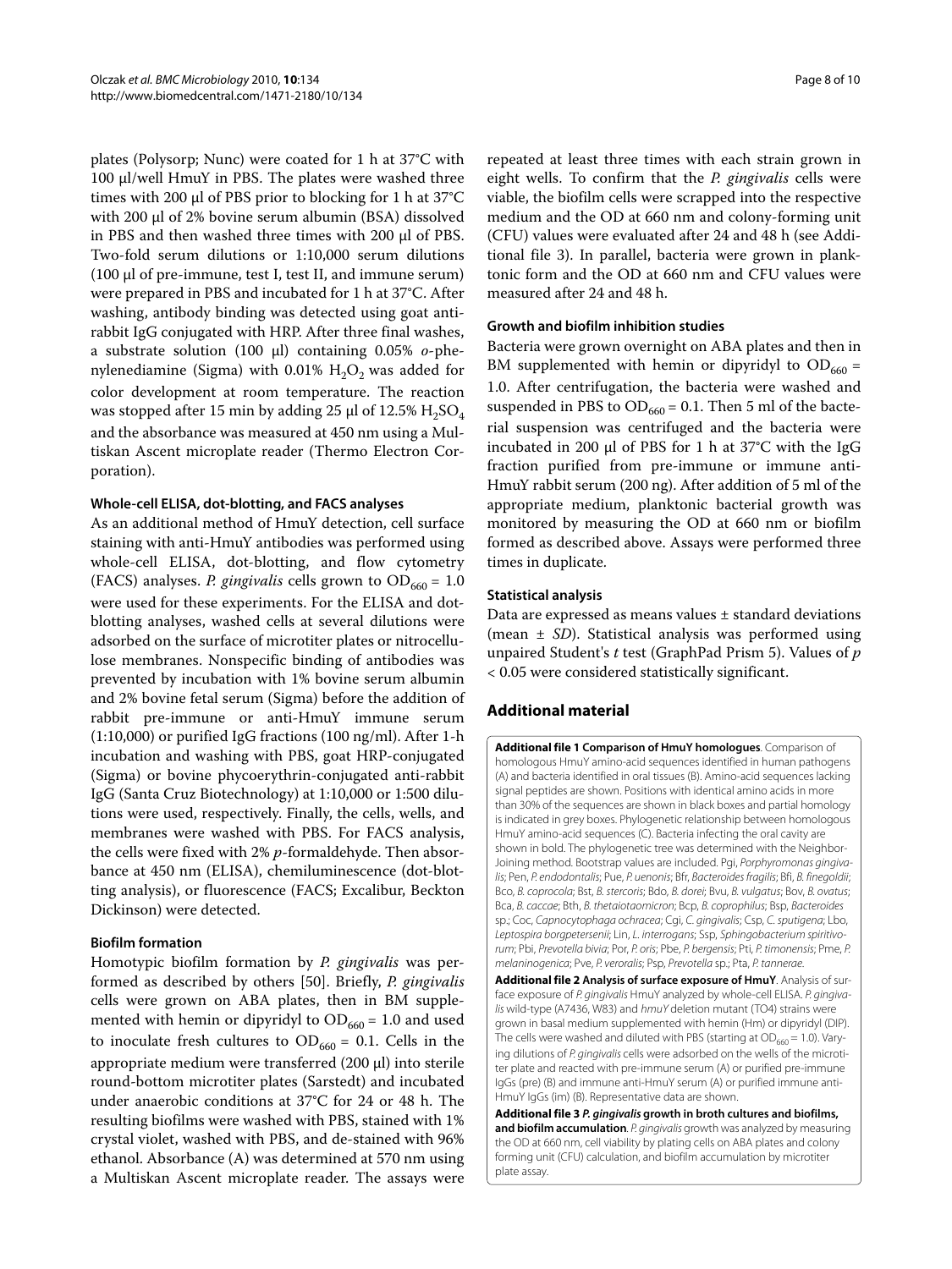plates (Polysorp; Nunc) were coated for 1 h at 37°C with 100 μl/well HmuY in PBS. The plates were washed three times with 200 μl of PBS prior to blocking for 1 h at 37°C with 200 μl of 2% bovine serum albumin (BSA) dissolved in PBS and then washed three times with 200 μl of PBS. Two-fold serum dilutions or 1:10,000 serum dilutions (100 μl of pre-immune, test I, test II, and immune serum) were prepared in PBS and incubated for 1 h at 37°C. After washing, antibody binding was detected using goat anti-rabbit IgG conjugated with HRP. After three final washes, a substrate solution (100 μl) containing 0.05% *o*-phenylenediamine (Sigma) with 0.01% $H_2O_2$ was added for color development at room temperature. The reaction was stopped after 15 min by adding 25 μl of 12.5% $H_2SO_4$ and the absorbance was measured at 450 nm using a Multiskan Ascent microplate reader (Thermo Electron Corporation).

#### Whole-cell ELISA, dot-blotting, and FACS analyses

As an additional method of HmuY detection, cell surface staining with anti-HmuY antibodies was performed using whole-cell ELISA, dot-blotting, and flow cytometry (FACS) analyses. *P. gingivalis* cells grown to $OD_{660}$ = 1.0 were used for these experiments. For the ELISA and dot-blotting analyses, washed cells at several dilutions were adsorbed on the surface of microtiter plates or nitrocellulose membranes. Nonspecific binding of antibodies was prevented by incubation with 1% bovine serum albumin and 2% bovine fetal serum (Sigma) before the addition of rabbit pre-immune or anti-HmuY immune serum (1:10,000) or purified IgG fractions (100 ng/ml). After 1-h incubation and washing with PBS, goat HRP-conjugated (Sigma) or bovine phycoerythrin-conjugated anti-rabbit IgG (Santa Cruz Biotechnology) at 1:10,000 or 1:500 dilutions were used, respectively. Finally, the cells, wells, and membranes were washed with PBS. For FACS analysis, the cells were fixed with 2% *p*-formaldehyde. Then absorbance at 450 nm (ELISA), chemiluminescence (dot-blotting analysis), or fluorescence (FACS; Excalibur, Beckton Dickinson) were detected.

#### Biofilm formation

Homotypic biofilm formation by *P. gingivalis* was performed as described by others [50]. Briefly, *P. gingivalis* cells were grown on ABA plates, then in BM supplemented with hemin or dipyridyl to $OD_{660}$ = 1.0 and used to inoculate fresh cultures to $OD_{660}$ = 0.1. Cells in the appropriate medium were transferred (200 μl) into sterile round-bottom microtiter plates (Sarstedt) and incubated under anaerobic conditions at 37°C for 24 or 48 h. The resulting biofilms were washed with PBS, stained with 1% crystal violet, washed with PBS, and de-stained with 96% ethanol. Absorbance (A) was determined at 570 nm using a Multiskan Ascent microplate reader. The assays were repeated at least three times with each strain grown in eight wells. To confirm that the *P. gingivalis* cells were viable, the biofilm cells were scrapped into the respective medium and the OD at 660 nm and colony-forming unit (CFU) values were evaluated after 24 and 48 h (see Additional file 3). In parallel, bacteria were grown in planktonic form and the OD at 660 nm and CFU values were measured after 24 and 48 h.

#### Growth and biofilm inhibition studies

Bacteria were grown overnight on ABA plates and then in BM supplemented with hemin or dipyridyl to $OD_{660}$ = 1.0. After centrifugation, the bacteria were washed and suspended in PBS to $OD_{660}$ = 0.1. Then 5 ml of the bacterial suspension was centrifuged and the bacteria were incubated in 200 μl of PBS for 1 h at 37°C with the IgG fraction purified from pre-immune or immune anti-HmuY rabbit serum (200 ng). After addition of 5 ml of the appropriate medium, planktonic bacterial growth was monitored by measuring the OD at 660 nm or biofilm formed as described above. Assays were performed three times in duplicate.

#### Statistical analysis

Data are expressed as means values ± standard deviations (mean ± *SD*). Statistical analysis was performed using unpaired Student's *t* test (GraphPad Prism 5). Values of $p < 0.05$ were considered statistically significant.

## Additional material

**Additional file 1 Comparison of HmuY homologues**. Comparison of homologous HmuY amino-acid sequences identified in human pathogens (A) and bacteria identified in oral tissues (B). Amino-acid sequences lacking signal peptides are shown. Positions with identical amino acids in more than 30% of the sequences are shown in black boxes and partial homology is indicated in grey boxes. Phylogenetic relationship between homologous HmuY amino-acid sequences (C). Bacteria infecting the oral cavity are shown in bold. The phylogenetic tree was determined with the Neighbor-Joining method. Bootstrap values are included. Pgi, *Porphyromonas gingivalis*; Pen, *P. endodontalis*; Pue, *P. uenonis*; Bfr, *Bacteroides fragilis*; Bfi, *B. finegoldii*; Bco, *B. coprocola*; Bst, *B. stercoris*; Bdo, *B. dorei*; Bvu, *B. vulgatus*; Bov, *B. ovatus*; Bca, *B. caccae*; Bth, *B. thetaiotaomicron*; Bcp, *B. coprophilus*; Bsp, *Bacteroides* sp.; Coc, *Capnocytophaga ochracea*; Cgi, *C. gingivalis*; Csp, *C. sputigena*; Lbo, *Leptospira borgpetersenii*; Lin, *L. interrogans*; Ssp, *Sphingobacterium spiritivorum*; Pbi, *Prevotella bivia*; Por, *P. oris*; Pbe, *P. bergensis*; Pti, *P. timonensis*; Pme, *P. melaninogenica*; Pve, *P. veroralis*; Psp, *Prevotella* sp.; Pta, *P. tannerae*.

**Additional file 2 Analysis of surface exposure of HmuY**. Analysis of surface exposure of *P. gingivalis* HmuY analyzed by whole-cell ELISA. *P. gingivalis* wild-type (A7436, W83) and *hmuY* deletion mutant (TO4) strains were grown in basal medium supplemented with hemin (Hm) or dipyridyl (DIP). The cells were washed and diluted with PBS (starting at $OD_{660}$ = 1.0). Varying dilutions of *P. gingivalis* cells were adsorbed on the wells of the microtiter plate and reacted with pre-immune serum (A) or purified pre-immune IgGs (pre) (B) and immune anti-HmuY serum (A) or purified immune anti-HmuY IgGs (im) (B). Representative data are shown.

**Additional file 3 *P. gingivalis* growth in broth cultures and biofilms, and biofilm accumulation**. *P. gingivalis* growth was analyzed by measuring the OD at 660 nm, cell viability by plating cells on ABA plates and colony forming unit (CFU) calculation, and biofilm accumulation by microtiter plate assay.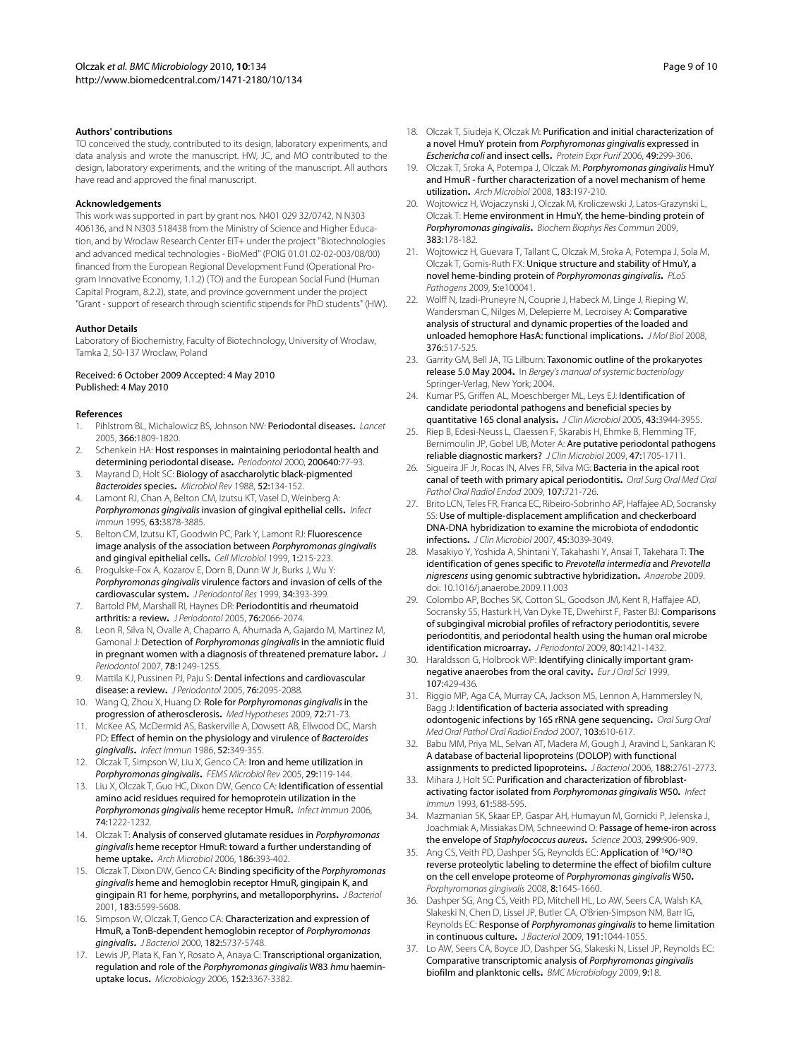### Authors' contributions

TO conceived the study, contributed to its design, laboratory experiments, and data analysis and wrote the manuscript. HW, JC, and MO contributed to the design, laboratory experiments, and the writing of the manuscript. All authors have read and approved the final manuscript.

### Acknowledgements

This work was supported in part by grant nos. N401 029 32/0742, N N303 406136, and N N303 518438 from the Ministry of Science and Higher Education, and by Wroclaw Research Center EIT+ under the project "Biotechnologies and advanced medical technologies - BioMed" (POIG 01.01.02-02-003/08/00) financed from the European Regional Development Fund (Operational Program Innovative Economy, 1.1.2) (TO) and the European Social Fund (Human Capital Program, 8.2.2), state, and province government under the project "Grant - support of research through scientific stipends for PhD students" (HW).

### Author Details

Laboratory of Biochemistry, Faculty of Biotechnology, University of Wroclaw, Tamka 2, 50-137 Wroclaw, Poland

Received: 6 October 2009 Accepted: 4 May 2010
Published: 4 May 2010

### References

1. Pihlstrom BL, Michalowicz BS, Johnson NW: **Periodontal diseases.** *Lancet* 2005, **366:**1809-1820.
2. Schenkein HA: **Host responses in maintaining periodontal health and determining periodontal disease.** *Periodontol* 2000, **200640:**77-93.
3. Mayrand D, Holt SC: **Biology of asaccharolytic black-pigmented *Bacteroides* species.** *Microbiol Rev* 1988, **52:**134-152.
4. Lamont RJ, Chan A, Belton CM, Izutsu KT, Vasel D, Weinberg A: ***Porphyromonas gingivalis* invasion of gingival epithelial cells.** *Infect Immun* 1995, **63:**3878-3885.
5. Belton CM, Izutsu KT, Goodwin PC, Park Y, Lamont RJ: **Fluorescence image analysis of the association between *Porphyromonas gingivalis* and gingival epithelial cells.** *Cell Microbiol* 1999, **1:**215-223.
6. Progulske-Fox A, Kozarov E, Dorn B, Dunn W Jr, Burks J, Wu Y: ***Porphyromonas gingivalis* virulence factors and invasion of cells of the cardiovascular system.** *J Periodontol Res* 1999, **34:**393-399.
7. Bartold PM, Marshall RI, Haynes DR: **Periodontitis and rheumatoid arthritis: a review.** *J Periodontol* 2005, **76:**2066-2074.
8. Leon R, Silva N, Ovalle A, Chaparro A, Ahumada A, Gajardo M, Martinez M, Gamonal J: **Detection of *Porphyromonas gingivalis* in the amniotic fluid in pregnant women with a diagnosis of threatened premature labor.** *J Periodontol* 2007, **78:**1249-1255.
9. Mattila KJ, Pussinen PJ, Paju S: **Dental infections and cardiovascular disease: a review.** *J Periodontol* 2005, **76:**2095-2088.
10. Wang Q, Zhou X, Huang D: **Role for *Porphyromonas gingivalis* in the progression of atherosclerosis.** *Med Hypotheses* 2009, **72:**71-73.
11. McKee AS, McDermid AS, Baskerville A, Dowsett AB, Ellwood DC, Marsh PD: **Effect of hemin on the physiology and virulence of *Bacteroides gingivalis*.** *Infect Immun* 1986, **52:**349-355.
12. Olczak T, Simpson W, Liu X, Genco CA: **Iron and heme utilization in *Porphyromonas gingivalis*.** *FEMS Microbiol Rev* 2005, **29:**119-144.
13. Liu X, Olczak T, Guo HC, Dixon DW, Genco CA: **Identification of essential amino acid residues required for hemoprotein utilization in the *Porphyromonas gingivalis* heme receptor HmuR.** *Infect Immun* 2006, **74:**1222-1232.
14. Olczak T: **Analysis of conserved glutamate residues in *Porphyromonas gingivalis* heme receptor HmuR: toward a further understanding of heme uptake.** *Arch Microbiol* 2006, **186:**393-402.
15. Olczak T, Dixon DW, Genco CA: **Binding specificity of the *Porphyromonas gingivalis* heme and hemoglobin receptor HmuR, gingipain K, and gingipain R1 for heme, porphyrins, and metalloporphyrins.** *J Bacteriol* 2001, **183:**5599-5608.
16. Simpson W, Olczak T, Genco CA: **Characterization and expression of HmuR, a TonB-dependent hemoglobin receptor of *Porphyromonas gingivalis*.** *J Bacteriol* 2000, **182:**5737-5748.
17. Lewis JP, Plata K, Fan Y, Rosato A, Anaya C: **Transcriptional organization, regulation and role of the *Porphyromonas gingivalis* W83 *hmu* haemin-uptake locus.** *Microbiology* 2006, **152:**3367-3382.
18. Olczak T, Siudeja K, Olczak M: **Purification and initial characterization of a novel HmuY protein from *Porphyromonas gingivalis* expressed in *Eschericha coli* and insect cells.** *Protein Expr Purif* 2006, **49:**299-306.
19. Olczak T, Sroka A, Potempa J, Olczak M: ***Porphyromonas gingivalis* HmuY and HmuR - further characterization of a novel mechanism of heme utilization.** *Arch Microbiol* 2008, **183:**197-210.
20. Wojtowicz H, Wojaczynski J, Olczak M, Kroliczewski J, Latos-Grazynski L, Olczak T: **Heme environment in HmuY, the heme-binding protein of *Porphyromonas gingivalis*.** *Biochem Biophys Res Commun* 2009, **383:**178-182.
21. Wojtowicz H, Guevara T, Tallant C, Olczak M, Sroka A, Potempa J, Sola M, Olczak T, Gomis-Ruth FX: **Unique structure and stability of HmuY, a novel heme-binding protein of *Porphyromonas gingivalis*.** *PLoS Pathogens* 2009, **5:**e100041.
22. Wolff N, Izadi-Pruneyre N, Couprie J, Habeck M, Linge J, Rieping W, Wandersman C, Nilges M, Delepierre M, Lecroisey A: **Comparative analysis of structural and dynamic properties of the loaded and unloaded hemophore HasA: functional implications.** *J Mol Biol* 2008, **376:**517-525.
23. Garrity GM, Bell JA, TG Lilburn: **Taxonomic outline of the prokaryotes release 5.0 May 2004.** In *Bergey's manual of systemic bacteriology* Springer-Verlag, New York; 2004.
24. Kumar PS, Griffen AL, Moeschberger ML, Leys EJ: **Identification of candidate periodontal pathogens and beneficial species by quantitative 16S clonal analysis.** *J Clin Microbiol* 2005, **43:**3944-3955.
25. Riep B, Edesi-Neuss L, Claessen F, Skarabis H, Ehmke B, Flemming TF, Bernimoulin JP, Gobel UB, Moter A: **Are putative periodontal pathogens reliable diagnostic markers?** *J Clin Microbiol* 2009, **47:**1705-1711.
26. Sigueira JF Jr, Rocas IN, Alves FR, Silva MG: **Bacteria in the apical root canal of teeth with primary apical periodontitis.** *Oral Surg Oral Med Oral Pathol Oral Radiol Endod* 2009, **107:**721-726.
27. Brito LCN, Teles FR, Franca EC, Ribeiro-Sobrinho AP, Haffajee AD, Socransky SS: **Use of multiple-displacement amplification and checkerboard DNA-DNA hybridization to examine the microbiota of endodontic infections.** *J Clin Microbiol* 2007, **45:**3039-3049.
28. Masakiyo Y, Yoshida A, Shintani Y, Takahashi Y, Ansai T, Takehara T: **The identification of genes specific to *Prevotella intermedia* and *Prevotella nigrescens* using genomic subtractive hybridization.** *Anaerobe* 2009. doi: 10.1016/j.anaerobe.2009.11.003
29. Colombo AP, Boches SK, Cotton SL, Goodson JM, Kent R, Haffajee AD, Socransky SS, Hasturk H, Van Dyke TE, Dwehirst F, Paster BJ: **Comparisons of subgingival microbial profiles of refractory periodontitis, severe periodontitis, and periodontal health using the human oral microbe identification microarray.** *J Periodontol* 2009, **80:**1421-1432.
30. Haraldsson G, Holbrook WP: **Identifying clinically important gram-negative anaerobes from the oral cavity.** *Eur J Oral Sci* 1999, **107:**429-436.
31. Riggio MP, Aga CA, Murray CA, Jackson MS, Lennon A, Hammersley N, Bagg J: **Identification of bacteria associated with spreading odontogenic infections by 16S rRNA gene sequencing.** *Oral Surg Oral Med Oral Pathol Oral Radiol Endod* 2007, **103:**610-617.
32. Babu MM, Priya ML, Selvan AT, Madera M, Gough J, Aravind L, Sankaran K: **A database of bacterial lipoproteins (DOLOP) with functional assignments to predicted lipoproteins.** *J Bacteriol* 2006, **188:**2761-2773.
33. Mihara J, Holt SC: **Purification and characterization of fibroblast-activating factor isolated from *Porphyromonas gingivalis* W50.** *Infect Immun* 1993, **61:**588-595.
34. Mazmanian SK, Skaar EP, Gaspar AH, Humayun M, Gornicki P, Jelenska J, Joachmiak A, Missiakas DM, Schneewind O: **Passage of heme-iron across the envelope of *Staphylococcus aureus*.** *Science* 2003, **299:**906-909.
35. Ang CS, Veith PD, Dashper SG, Reynolds EC: **Application of $^{16}O/^{18}O$ reverse proteolytic labeling to determine the effect of biofilm culture on the cell envelope proteome of *Porphyromonas gingivalis* W50.** *Porphyromonas gingivalis* 2008, **8:**1645-1660.
36. Dashper SG, Ang CS, Veith PD, Mitchell HL, Lo AW, Seers CA, Walsh KA, Slakeski N, Chen D, Lissel JP, Butler CA, O'Brien-Simpson NM, Barr IG, Reynolds EC: **Response of *Porphyromonas gingivalis* to heme limitation in continuous culture.** *J Bacteriol* 2009, **191:**1044-1055.
37. Lo AW, Seers CA, Boyce JD, Dashper SG, Slakeski N, Lissel JP, Reynolds EC: **Comparative transcriptomic analysis of *Porphyromonas gingivalis* biofilm and planktonic cells.** *BMC Microbiology* 2009, **9:**18.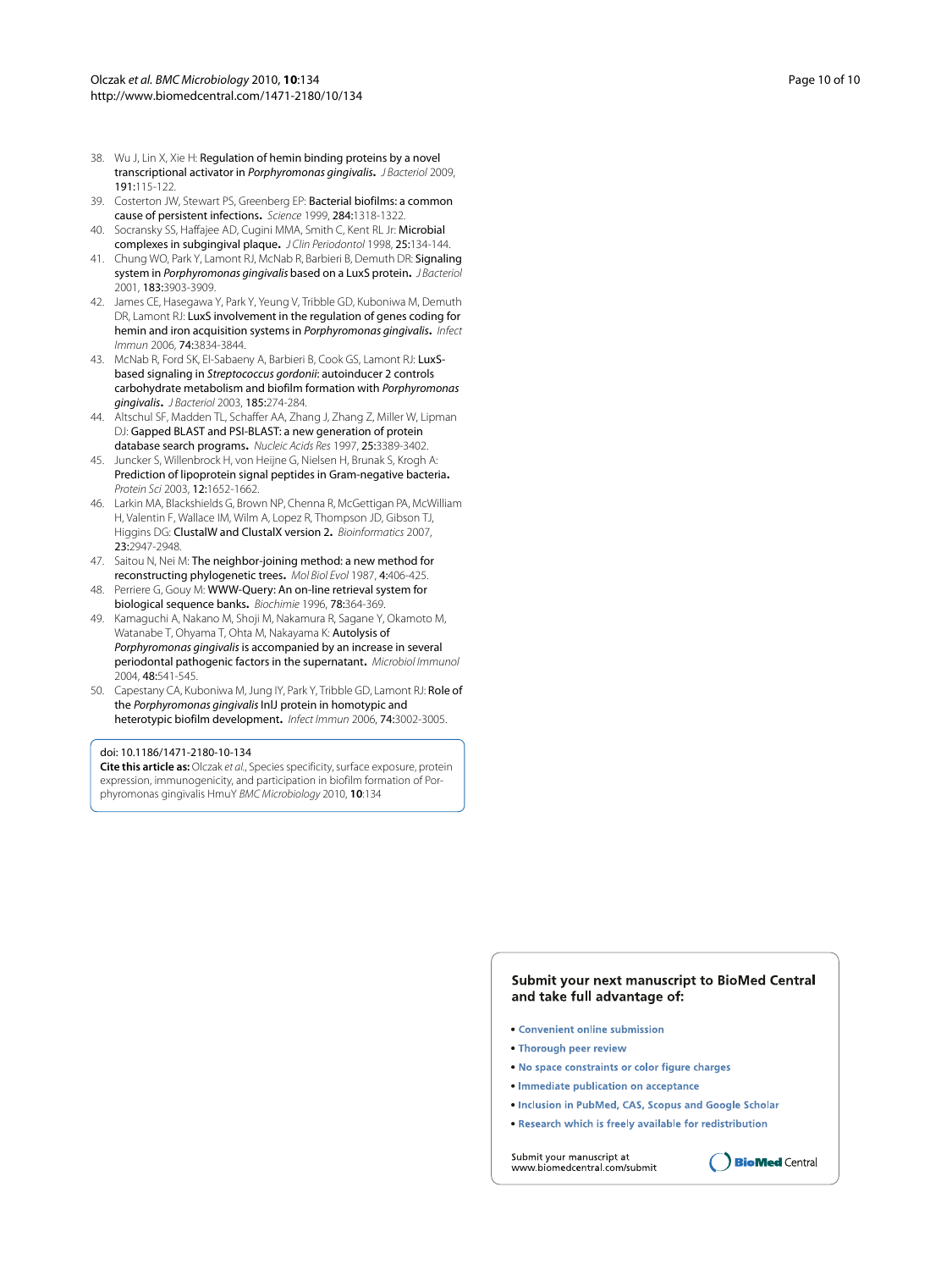38. Wu J, Lin X, Xie H: **Regulation of hemin binding proteins by a novel transcriptional activator in *Porphyromonas gingivalis*.** *J Bacteriol* 2009, **191:**115-122.
39. Costerton JW, Stewart PS, Greenberg EP: **Bacterial biofilms: a common cause of persistent infections.** *Science* 1999, **284:**1318-1322.
40. Socransky SS, Haffajee AD, Cugini MMA, Smith C, Kent RL Jr: **Microbial complexes in subgingival plaque.** *J Clin Periodontol* 1998, **25:**134-144.
41. Chung WO, Park Y, Lamont RJ, McNab R, Barbieri B, Demuth DR: **Signaling system in *Porphyromonas gingivalis* based on a LuxS protein.** *J Bacteriol* 2001, **183:**3903-3909.
42. James CE, Hasegawa Y, Park Y, Yeung V, Tribble GD, Kuboniwa M, Demuth DR, Lamont RJ: **LuxS involvement in the regulation of genes coding for hemin and iron acquisition systems in *Porphyromonas gingivalis*.** *Infect Immun* 2006, **74:**3834-3844.
43. McNab R, Ford SK, El-Sabaeny A, Barbieri B, Cook GS, Lamont RJ: **LuxS-based signaling in *Streptococcus gordonii*: autoinducer 2 controls carbohydrate metabolism and biofilm formation with *Porphyromonas gingivalis*.** *J Bacteriol* 2003, **185:**274-284.
44. Altschul SF, Madden TL, Schaffer AA, Zhang J, Zhang Z, Miller W, Lipman DJ: **Gapped BLAST and PSI-BLAST: a new generation of protein database search programs.** *Nucleic Acids Res* 1997, **25:**3389-3402.
45. Juncker S, Willenbrock H, von Heijne G, Nielsen H, Brunak S, Krogh A: **Prediction of lipoprotein signal peptides in Gram-negative bacteria.** *Protein Sci* 2003, **12:**1652-1662.
46. Larkin MA, Blackshields G, Brown NP, Chenna R, McGettigan PA, McWilliam H, Valentin F, Wallace IM, Wilm A, Lopez R, Thompson JD, Gibson TJ, Higgins DG: **ClustalW and ClustalX version 2.** *Bioinformatics* 2007, **23:**2947-2948.
47. Saitou N, Nei M: **The neighbor-joining method: a new method for reconstructing phylogenetic trees.** *Mol Biol Evol* 1987, **4:**406-425.
48. Perriere G, Gouy M: **WWW-Query: An on-line retrieval system for biological sequence banks.** *Biochimie* 1996, **78:**364-369.
49. Kamaguchi A, Nakano M, Shoji M, Nakamura R, Sagane Y, Okamoto M, Watanabe T, Ohyama T, Ohta M, Nakayama K: **Autolysis of *Porphyromonas gingivalis* is accompanied by an increase in several periodontal pathogenic factors in the supernatant.** *Microbiol Immunol* 2004, **48:**541-545.
50. Capestany CA, Kuboniwa M, Jung IY, Park Y, Tribble GD, Lamont RJ: **Role of the *Porphyromonas gingivalis* InlJ protein in homotypic and heterotypic biofilm development.** *Infect Immun* 2006, **74:**3002-3005.

doi: 10.1186/1471-2180-10-134
**Cite this article as:** Olczak *et al.*, Species specificity, surface exposure, protein expression, immunogenicity, and participation in biofilm formation of Porphyromonas gingivalis HmuY *BMC Microbiology* 2010, **10**:134